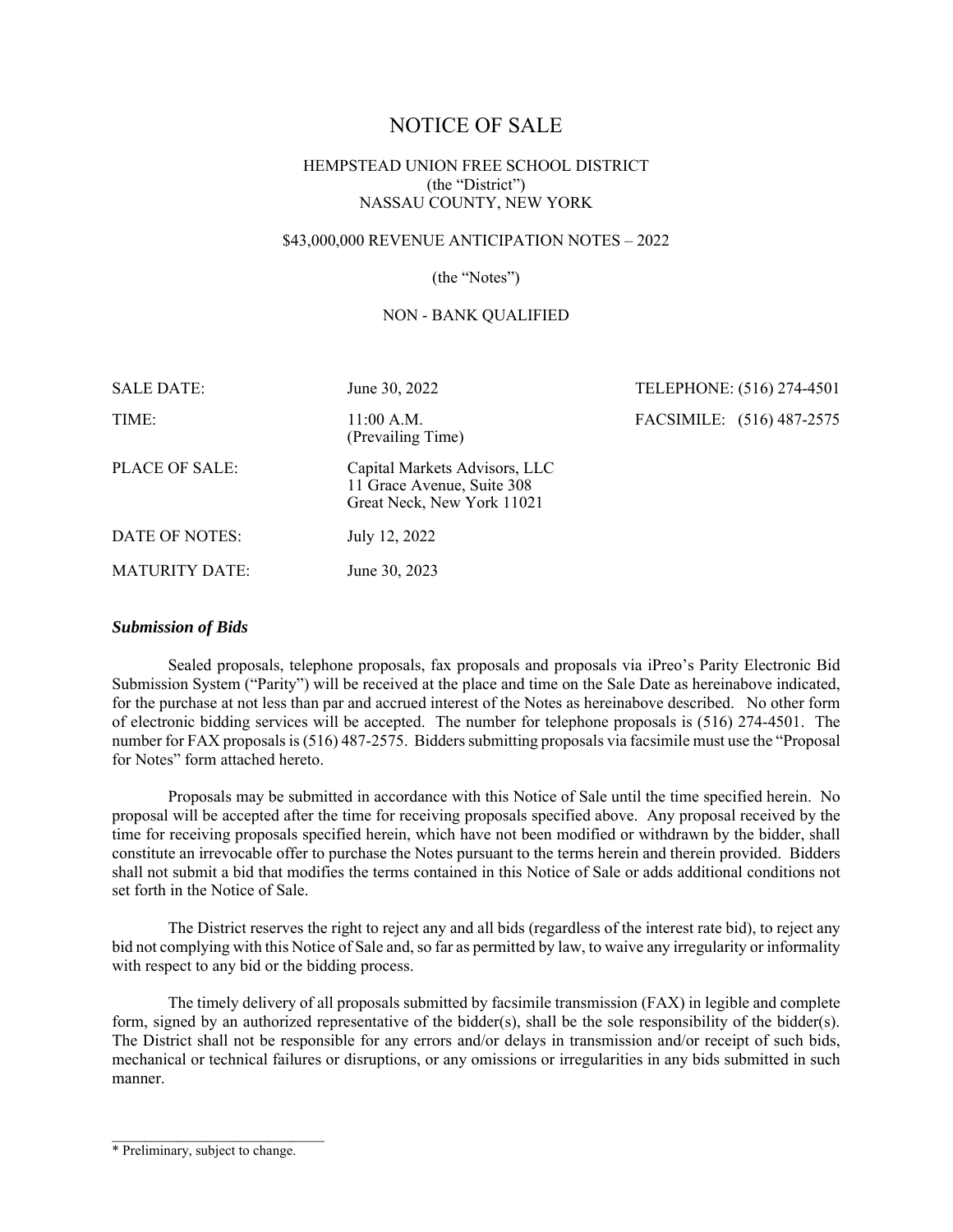# NOTICE OF SALE

HEMPSTEAD UNION FREE SCHOOL DISTRICT
(the "District")
NASSAU COUNTY, NEW YORK

$43,000,000 REVENUE ANTICIPATION NOTES – 2022

(the "Notes")

NON - BANK QUALIFIED

| | | |
|---|---|---|
| SALE DATE: | June 30, 2022 | TELEPHONE: (516) 274-4501 |
| TIME: | 11:00 A.M. (Prevailing Time) | FACSIMILE: (516) 487-2575 |
| PLACE OF SALE: | Capital Markets Advisors, LLC<br>11 Grace Avenue, Suite 308<br>Great Neck, New York 11021 | |
| DATE OF NOTES: | July 12, 2022 | |
| MATURITY DATE: | June 30, 2023 | |

### *Submission of Bids*

Sealed proposals, telephone proposals, fax proposals and proposals via iPreo's Parity Electronic Bid Submission System ("Parity") will be received at the place and time on the Sale Date as hereinabove indicated, for the purchase at not less than par and accrued interest of the Notes as hereinabove described. No other form of electronic bidding services will be accepted. The number for telephone proposals is (516) 274-4501. The number for FAX proposals is (516) 487-2575. Bidders submitting proposals via facsimile must use the "Proposal for Notes" form attached hereto.

Proposals may be submitted in accordance with this Notice of Sale until the time specified herein. No proposal will be accepted after the time for receiving proposals specified above. Any proposal received by the time for receiving proposals specified herein, which have not been modified or withdrawn by the bidder, shall constitute an irrevocable offer to purchase the Notes pursuant to the terms herein and therein provided. Bidders shall not submit a bid that modifies the terms contained in this Notice of Sale or adds additional conditions not set forth in the Notice of Sale.

The District reserves the right to reject any and all bids (regardless of the interest rate bid), to reject any bid not complying with this Notice of Sale and, so far as permitted by law, to waive any irregularity or informality with respect to any bid or the bidding process.

The timely delivery of all proposals submitted by facsimile transmission (FAX) in legible and complete form, signed by an authorized representative of the bidder(s), shall be the sole responsibility of the bidder(s). The District shall not be responsible for any errors and/or delays in transmission and/or receipt of such bids, mechanical or technical failures or disruptions, or any omissions or irregularities in any bids submitted in such manner.

---

\* Preliminary, subject to change.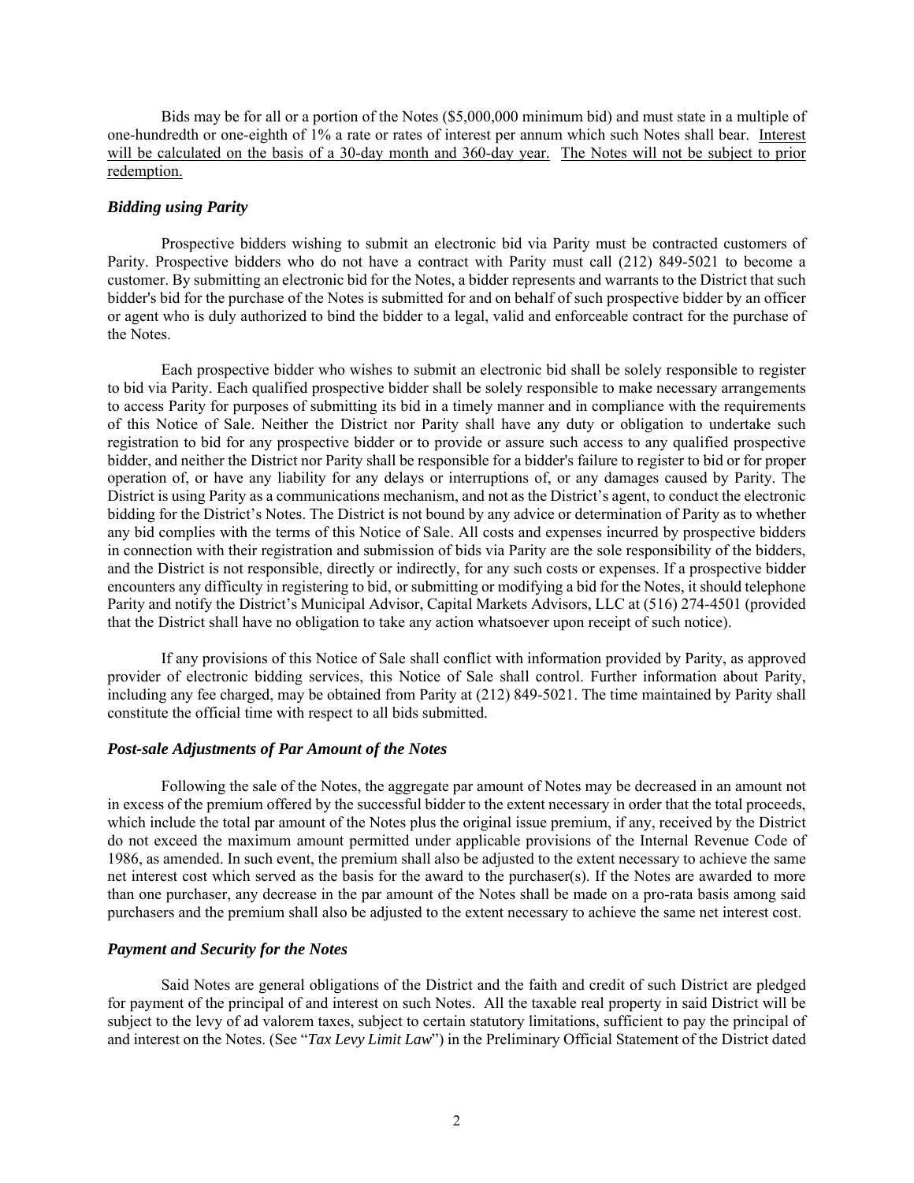Bids may be for all or a portion of the Notes ($5,000,000 minimum bid) and must state in a multiple of one-hundredth or one-eighth of 1% a rate or rates of interest per annum which such Notes shall bear. <u>Interest will be calculated on the basis of a 30-day month and 360-day year.</u> <u>The Notes will not be subject to prior redemption.</u>

### *Bidding using Parity*

Prospective bidders wishing to submit an electronic bid via Parity must be contracted customers of Parity. Prospective bidders who do not have a contract with Parity must call (212) 849-5021 to become a customer. By submitting an electronic bid for the Notes, a bidder represents and warrants to the District that such bidder's bid for the purchase of the Notes is submitted for and on behalf of such prospective bidder by an officer or agent who is duly authorized to bind the bidder to a legal, valid and enforceable contract for the purchase of the Notes.

Each prospective bidder who wishes to submit an electronic bid shall be solely responsible to register to bid via Parity. Each qualified prospective bidder shall be solely responsible to make necessary arrangements to access Parity for purposes of submitting its bid in a timely manner and in compliance with the requirements of this Notice of Sale. Neither the District nor Parity shall have any duty or obligation to undertake such registration to bid for any prospective bidder or to provide or assure such access to any qualified prospective bidder, and neither the District nor Parity shall be responsible for a bidder's failure to register to bid or for proper operation of, or have any liability for any delays or interruptions of, or any damages caused by Parity. The District is using Parity as a communications mechanism, and not as the District's agent, to conduct the electronic bidding for the District's Notes. The District is not bound by any advice or determination of Parity as to whether any bid complies with the terms of this Notice of Sale. All costs and expenses incurred by prospective bidders in connection with their registration and submission of bids via Parity are the sole responsibility of the bidders, and the District is not responsible, directly or indirectly, for any such costs or expenses. If a prospective bidder encounters any difficulty in registering to bid, or submitting or modifying a bid for the Notes, it should telephone Parity and notify the District's Municipal Advisor, Capital Markets Advisors, LLC at (516) 274-4501 (provided that the District shall have no obligation to take any action whatsoever upon receipt of such notice).

If any provisions of this Notice of Sale shall conflict with information provided by Parity, as approved provider of electronic bidding services, this Notice of Sale shall control. Further information about Parity, including any fee charged, may be obtained from Parity at (212) 849-5021. The time maintained by Parity shall constitute the official time with respect to all bids submitted.

### *Post-sale Adjustments of Par Amount of the Notes*

Following the sale of the Notes, the aggregate par amount of Notes may be decreased in an amount not in excess of the premium offered by the successful bidder to the extent necessary in order that the total proceeds, which include the total par amount of the Notes plus the original issue premium, if any, received by the District do not exceed the maximum amount permitted under applicable provisions of the Internal Revenue Code of 1986, as amended. In such event, the premium shall also be adjusted to the extent necessary to achieve the same net interest cost which served as the basis for the award to the purchaser(s). If the Notes are awarded to more than one purchaser, any decrease in the par amount of the Notes shall be made on a pro-rata basis among said purchasers and the premium shall also be adjusted to the extent necessary to achieve the same net interest cost.

### *Payment and Security for the Notes*

Said Notes are general obligations of the District and the faith and credit of such District are pledged for payment of the principal of and interest on such Notes. All the taxable real property in said District will be subject to the levy of ad valorem taxes, subject to certain statutory limitations, sufficient to pay the principal of and interest on the Notes. (See "*Tax Levy Limit Law*") in the Preliminary Official Statement of the District dated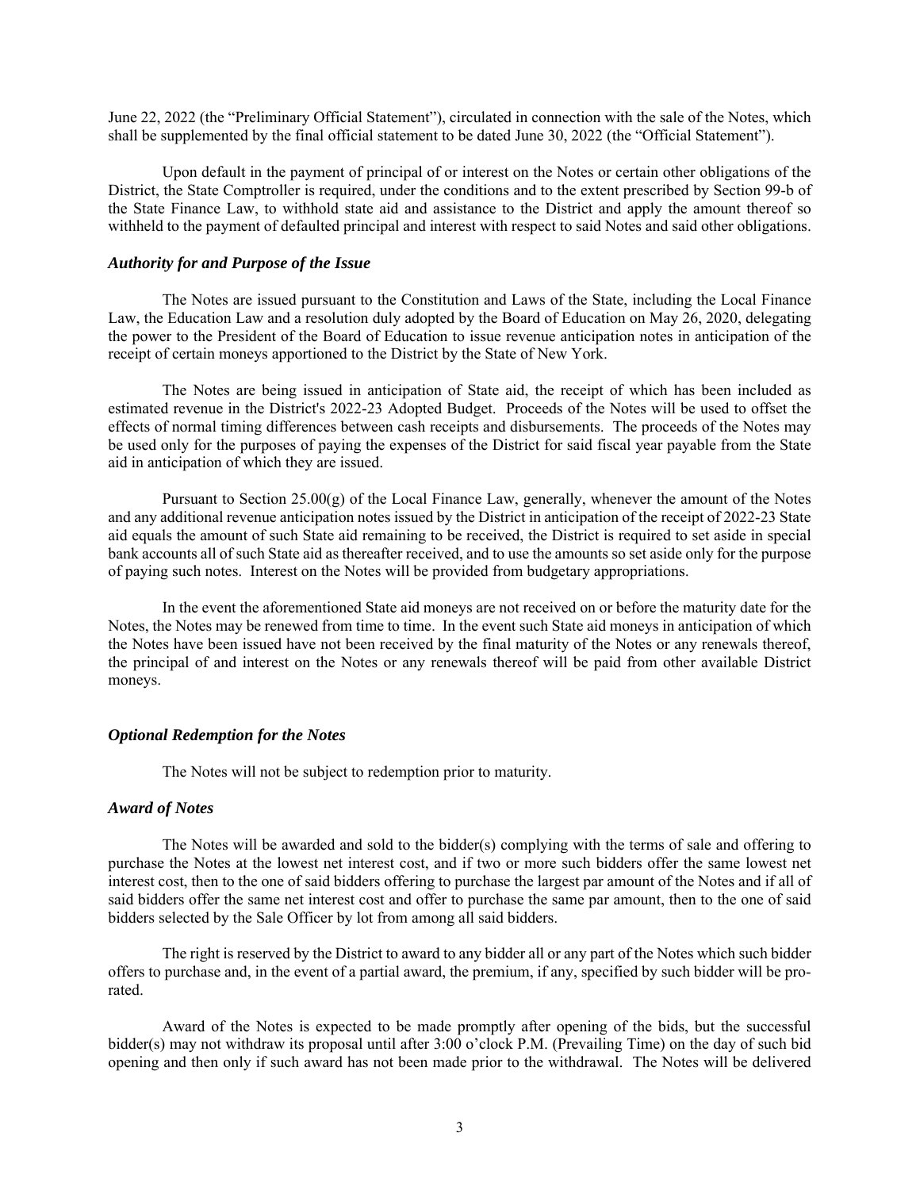June 22, 2022 (the "Preliminary Official Statement"), circulated in connection with the sale of the Notes, which shall be supplemented by the final official statement to be dated June 30, 2022 (the "Official Statement").

Upon default in the payment of principal of or interest on the Notes or certain other obligations of the District, the State Comptroller is required, under the conditions and to the extent prescribed by Section 99-b of the State Finance Law, to withhold state aid and assistance to the District and apply the amount thereof so withheld to the payment of defaulted principal and interest with respect to said Notes and said other obligations.

### *Authority for and Purpose of the Issue*

The Notes are issued pursuant to the Constitution and Laws of the State, including the Local Finance Law, the Education Law and a resolution duly adopted by the Board of Education on May 26, 2020, delegating the power to the President of the Board of Education to issue revenue anticipation notes in anticipation of the receipt of certain moneys apportioned to the District by the State of New York.

The Notes are being issued in anticipation of State aid, the receipt of which has been included as estimated revenue in the District's 2022-23 Adopted Budget. Proceeds of the Notes will be used to offset the effects of normal timing differences between cash receipts and disbursements. The proceeds of the Notes may be used only for the purposes of paying the expenses of the District for said fiscal year payable from the State aid in anticipation of which they are issued.

Pursuant to Section 25.00(g) of the Local Finance Law, generally, whenever the amount of the Notes and any additional revenue anticipation notes issued by the District in anticipation of the receipt of 2022-23 State aid equals the amount of such State aid remaining to be received, the District is required to set aside in special bank accounts all of such State aid as thereafter received, and to use the amounts so set aside only for the purpose of paying such notes. Interest on the Notes will be provided from budgetary appropriations.

In the event the aforementioned State aid moneys are not received on or before the maturity date for the Notes, the Notes may be renewed from time to time. In the event such State aid moneys in anticipation of which the Notes have been issued have not been received by the final maturity of the Notes or any renewals thereof, the principal of and interest on the Notes or any renewals thereof will be paid from other available District moneys.

### *Optional Redemption for the Notes*

The Notes will not be subject to redemption prior to maturity.

### *Award of Notes*

The Notes will be awarded and sold to the bidder(s) complying with the terms of sale and offering to purchase the Notes at the lowest net interest cost, and if two or more such bidders offer the same lowest net interest cost, then to the one of said bidders offering to purchase the largest par amount of the Notes and if all of said bidders offer the same net interest cost and offer to purchase the same par amount, then to the one of said bidders selected by the Sale Officer by lot from among all said bidders.

The right is reserved by the District to award to any bidder all or any part of the Notes which such bidder offers to purchase and, in the event of a partial award, the premium, if any, specified by such bidder will be pro-rated.

Award of the Notes is expected to be made promptly after opening of the bids, but the successful bidder(s) may not withdraw its proposal until after 3:00 o'clock P.M. (Prevailing Time) on the day of such bid opening and then only if such award has not been made prior to the withdrawal. The Notes will be delivered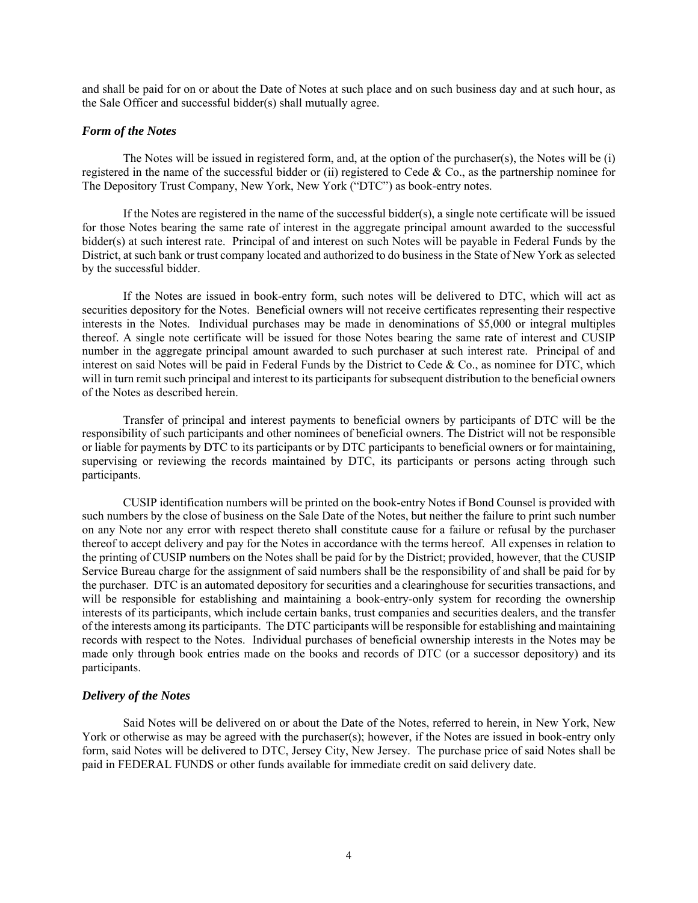and shall be paid for on or about the Date of Notes at such place and on such business day and at such hour, as the Sale Officer and successful bidder(s) shall mutually agree.

### *Form of the Notes*

The Notes will be issued in registered form, and, at the option of the purchaser(s), the Notes will be (i) registered in the name of the successful bidder or (ii) registered to Cede & Co., as the partnership nominee for The Depository Trust Company, New York, New York ("DTC") as book-entry notes.

If the Notes are registered in the name of the successful bidder(s), a single note certificate will be issued for those Notes bearing the same rate of interest in the aggregate principal amount awarded to the successful bidder(s) at such interest rate. Principal of and interest on such Notes will be payable in Federal Funds by the District, at such bank or trust company located and authorized to do business in the State of New York as selected by the successful bidder.

If the Notes are issued in book-entry form, such notes will be delivered to DTC, which will act as securities depository for the Notes. Beneficial owners will not receive certificates representing their respective interests in the Notes. Individual purchases may be made in denominations of $5,000 or integral multiples thereof. A single note certificate will be issued for those Notes bearing the same rate of interest and CUSIP number in the aggregate principal amount awarded to such purchaser at such interest rate. Principal of and interest on said Notes will be paid in Federal Funds by the District to Cede & Co., as nominee for DTC, which will in turn remit such principal and interest to its participants for subsequent distribution to the beneficial owners of the Notes as described herein.

Transfer of principal and interest payments to beneficial owners by participants of DTC will be the responsibility of such participants and other nominees of beneficial owners. The District will not be responsible or liable for payments by DTC to its participants or by DTC participants to beneficial owners or for maintaining, supervising or reviewing the records maintained by DTC, its participants or persons acting through such participants.

CUSIP identification numbers will be printed on the book-entry Notes if Bond Counsel is provided with such numbers by the close of business on the Sale Date of the Notes, but neither the failure to print such number on any Note nor any error with respect thereto shall constitute cause for a failure or refusal by the purchaser thereof to accept delivery and pay for the Notes in accordance with the terms hereof. All expenses in relation to the printing of CUSIP numbers on the Notes shall be paid for by the District; provided, however, that the CUSIP Service Bureau charge for the assignment of said numbers shall be the responsibility of and shall be paid for by the purchaser. DTC is an automated depository for securities and a clearinghouse for securities transactions, and will be responsible for establishing and maintaining a book-entry-only system for recording the ownership interests of its participants, which include certain banks, trust companies and securities dealers, and the transfer of the interests among its participants. The DTC participants will be responsible for establishing and maintaining records with respect to the Notes. Individual purchases of beneficial ownership interests in the Notes may be made only through book entries made on the books and records of DTC (or a successor depository) and its participants.

### *Delivery of the Notes*

Said Notes will be delivered on or about the Date of the Notes, referred to herein, in New York, New York or otherwise as may be agreed with the purchaser(s); however, if the Notes are issued in book-entry only form, said Notes will be delivered to DTC, Jersey City, New Jersey. The purchase price of said Notes shall be paid in FEDERAL FUNDS or other funds available for immediate credit on said delivery date.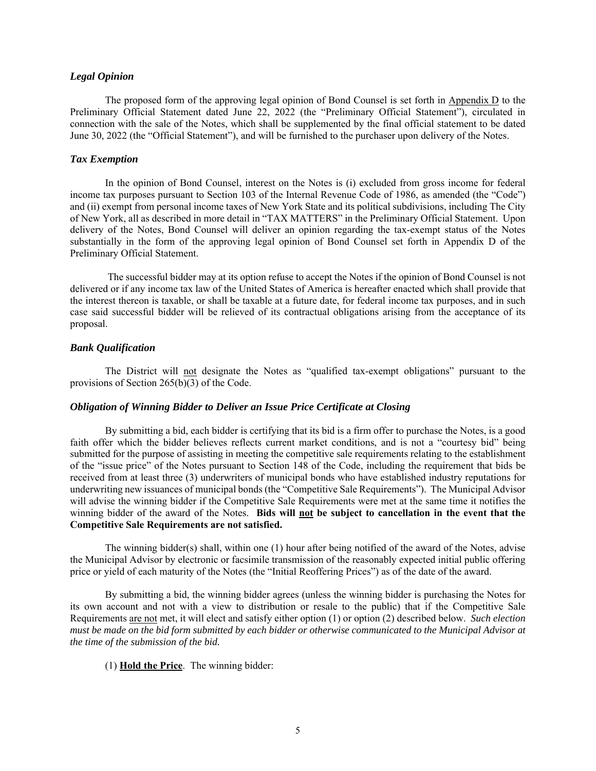### *Legal Opinion*

The proposed form of the approving legal opinion of Bond Counsel is set forth in Appendix D to the Preliminary Official Statement dated June 22, 2022 (the "Preliminary Official Statement"), circulated in connection with the sale of the Notes, which shall be supplemented by the final official statement to be dated June 30, 2022 (the "Official Statement"), and will be furnished to the purchaser upon delivery of the Notes.

### *Tax Exemption*

In the opinion of Bond Counsel, interest on the Notes is (i) excluded from gross income for federal income tax purposes pursuant to Section 103 of the Internal Revenue Code of 1986, as amended (the "Code") and (ii) exempt from personal income taxes of New York State and its political subdivisions, including The City of New York, all as described in more detail in "TAX MATTERS" in the Preliminary Official Statement. Upon delivery of the Notes, Bond Counsel will deliver an opinion regarding the tax-exempt status of the Notes substantially in the form of the approving legal opinion of Bond Counsel set forth in Appendix D of the Preliminary Official Statement.

The successful bidder may at its option refuse to accept the Notes if the opinion of Bond Counsel is not delivered or if any income tax law of the United States of America is hereafter enacted which shall provide that the interest thereon is taxable, or shall be taxable at a future date, for federal income tax purposes, and in such case said successful bidder will be relieved of its contractual obligations arising from the acceptance of its proposal.

### *Bank Qualification*

The District will not designate the Notes as "qualified tax-exempt obligations" pursuant to the provisions of Section 265(b)(3) of the Code.

### *Obligation of Winning Bidder to Deliver an Issue Price Certificate at Closing*

By submitting a bid, each bidder is certifying that its bid is a firm offer to purchase the Notes, is a good faith offer which the bidder believes reflects current market conditions, and is not a "courtesy bid" being submitted for the purpose of assisting in meeting the competitive sale requirements relating to the establishment of the "issue price" of the Notes pursuant to Section 148 of the Code, including the requirement that bids be received from at least three (3) underwriters of municipal bonds who have established industry reputations for underwriting new issuances of municipal bonds (the "Competitive Sale Requirements"). The Municipal Advisor will advise the winning bidder if the Competitive Sale Requirements were met at the same time it notifies the winning bidder of the award of the Notes. **Bids will not be subject to cancellation in the event that the Competitive Sale Requirements are not satisfied.**

The winning bidder(s) shall, within one (1) hour after being notified of the award of the Notes, advise the Municipal Advisor by electronic or facsimile transmission of the reasonably expected initial public offering price or yield of each maturity of the Notes (the "Initial Reoffering Prices") as of the date of the award.

By submitting a bid, the winning bidder agrees (unless the winning bidder is purchasing the Notes for its own account and not with a view to distribution or resale to the public) that if the Competitive Sale Requirements are not met, it will elect and satisfy either option (1) or option (2) described below. *Such election must be made on the bid form submitted by each bidder or otherwise communicated to the Municipal Advisor at the time of the submission of the bid.*

(1) **Hold the Price**. The winning bidder: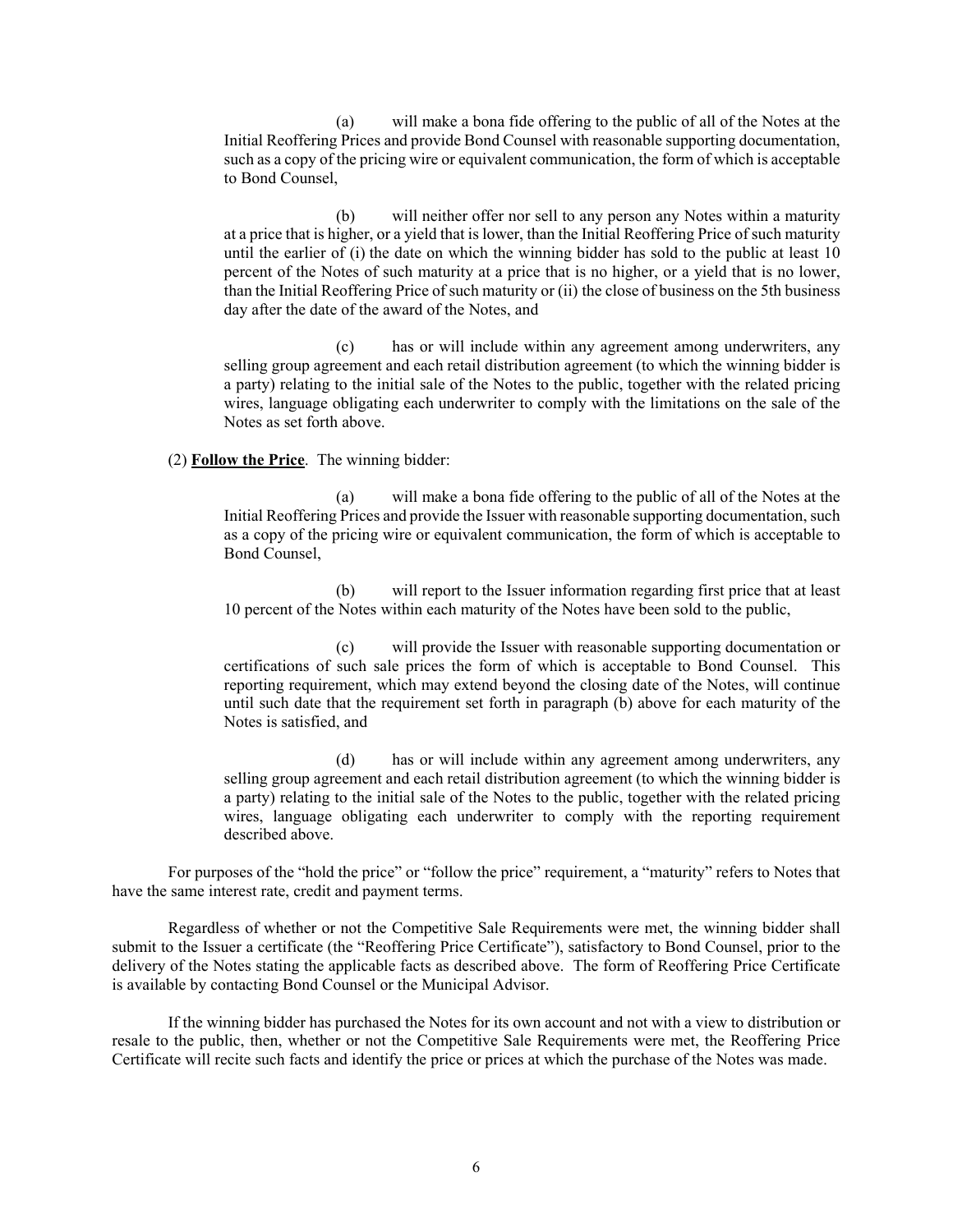(a) will make a bona fide offering to the public of all of the Notes at the Initial Reoffering Prices and provide Bond Counsel with reasonable supporting documentation, such as a copy of the pricing wire or equivalent communication, the form of which is acceptable to Bond Counsel,

(b) will neither offer nor sell to any person any Notes within a maturity at a price that is higher, or a yield that is lower, than the Initial Reoffering Price of such maturity until the earlier of (i) the date on which the winning bidder has sold to the public at least 10 percent of the Notes of such maturity at a price that is no higher, or a yield that is no lower, than the Initial Reoffering Price of such maturity or (ii) the close of business on the 5th business day after the date of the award of the Notes, and

(c) has or will include within any agreement among underwriters, any selling group agreement and each retail distribution agreement (to which the winning bidder is a party) relating to the initial sale of the Notes to the public, together with the related pricing wires, language obligating each underwriter to comply with the limitations on the sale of the Notes as set forth above.

(2) **Follow the Price**. The winning bidder:

(a) will make a bona fide offering to the public of all of the Notes at the Initial Reoffering Prices and provide the Issuer with reasonable supporting documentation, such as a copy of the pricing wire or equivalent communication, the form of which is acceptable to Bond Counsel,

(b) will report to the Issuer information regarding first price that at least 10 percent of the Notes within each maturity of the Notes have been sold to the public,

(c) will provide the Issuer with reasonable supporting documentation or certifications of such sale prices the form of which is acceptable to Bond Counsel. This reporting requirement, which may extend beyond the closing date of the Notes, will continue until such date that the requirement set forth in paragraph (b) above for each maturity of the Notes is satisfied, and

(d) has or will include within any agreement among underwriters, any selling group agreement and each retail distribution agreement (to which the winning bidder is a party) relating to the initial sale of the Notes to the public, together with the related pricing wires, language obligating each underwriter to comply with the reporting requirement described above.

For purposes of the "hold the price" or "follow the price" requirement, a "maturity" refers to Notes that have the same interest rate, credit and payment terms.

Regardless of whether or not the Competitive Sale Requirements were met, the winning bidder shall submit to the Issuer a certificate (the "Reoffering Price Certificate"), satisfactory to Bond Counsel, prior to the delivery of the Notes stating the applicable facts as described above. The form of Reoffering Price Certificate is available by contacting Bond Counsel or the Municipal Advisor.

If the winning bidder has purchased the Notes for its own account and not with a view to distribution or resale to the public, then, whether or not the Competitive Sale Requirements were met, the Reoffering Price Certificate will recite such facts and identify the price or prices at which the purchase of the Notes was made.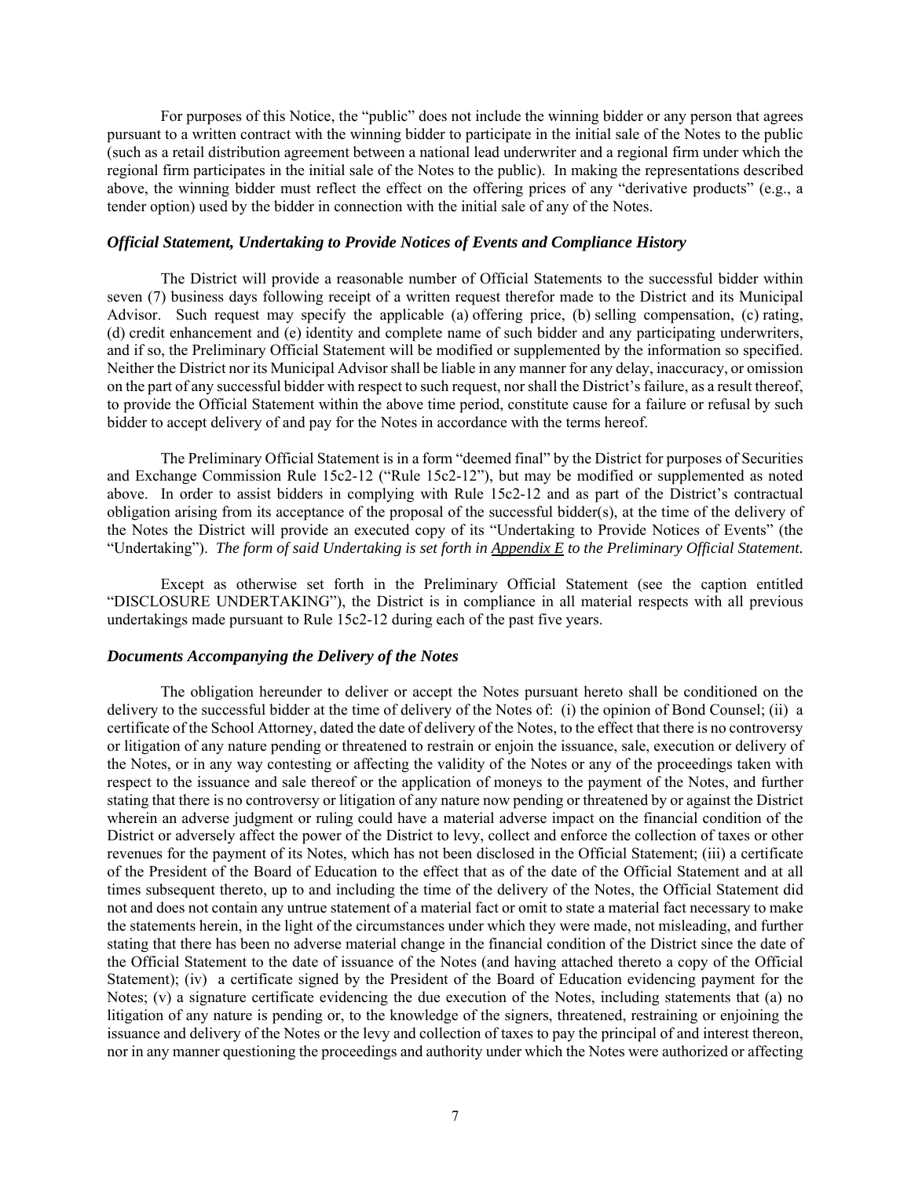For purposes of this Notice, the "public" does not include the winning bidder or any person that agrees pursuant to a written contract with the winning bidder to participate in the initial sale of the Notes to the public (such as a retail distribution agreement between a national lead underwriter and a regional firm under which the regional firm participates in the initial sale of the Notes to the public). In making the representations described above, the winning bidder must reflect the effect on the offering prices of any "derivative products" (e.g., a tender option) used by the bidder in connection with the initial sale of any of the Notes.

### *Official Statement, Undertaking to Provide Notices of Events and Compliance History*

The District will provide a reasonable number of Official Statements to the successful bidder within seven (7) business days following receipt of a written request therefor made to the District and its Municipal Advisor. Such request may specify the applicable (a) offering price, (b) selling compensation, (c) rating, (d) credit enhancement and (e) identity and complete name of such bidder and any participating underwriters, and if so, the Preliminary Official Statement will be modified or supplemented by the information so specified. Neither the District nor its Municipal Advisor shall be liable in any manner for any delay, inaccuracy, or omission on the part of any successful bidder with respect to such request, nor shall the District's failure, as a result thereof, to provide the Official Statement within the above time period, constitute cause for a failure or refusal by such bidder to accept delivery of and pay for the Notes in accordance with the terms hereof.

The Preliminary Official Statement is in a form "deemed final" by the District for purposes of Securities and Exchange Commission Rule 15c2-12 ("Rule 15c2-12"), but may be modified or supplemented as noted above. In order to assist bidders in complying with Rule 15c2-12 and as part of the District's contractual obligation arising from its acceptance of the proposal of the successful bidder(s), at the time of the delivery of the Notes the District will provide an executed copy of its "Undertaking to Provide Notices of Events" (the "Undertaking"). *The form of said Undertaking is set forth in Appendix E to the Preliminary Official Statement.*

Except as otherwise set forth in the Preliminary Official Statement (see the caption entitled "DISCLOSURE UNDERTAKING"), the District is in compliance in all material respects with all previous undertakings made pursuant to Rule 15c2-12 during each of the past five years.

### *Documents Accompanying the Delivery of the Notes*

The obligation hereunder to deliver or accept the Notes pursuant hereto shall be conditioned on the delivery to the successful bidder at the time of delivery of the Notes of: (i) the opinion of Bond Counsel; (ii) a certificate of the School Attorney, dated the date of delivery of the Notes, to the effect that there is no controversy or litigation of any nature pending or threatened to restrain or enjoin the issuance, sale, execution or delivery of the Notes, or in any way contesting or affecting the validity of the Notes or any of the proceedings taken with respect to the issuance and sale thereof or the application of moneys to the payment of the Notes, and further stating that there is no controversy or litigation of any nature now pending or threatened by or against the District wherein an adverse judgment or ruling could have a material adverse impact on the financial condition of the District or adversely affect the power of the District to levy, collect and enforce the collection of taxes or other revenues for the payment of its Notes, which has not been disclosed in the Official Statement; (iii) a certificate of the President of the Board of Education to the effect that as of the date of the Official Statement and at all times subsequent thereto, up to and including the time of the delivery of the Notes, the Official Statement did not and does not contain any untrue statement of a material fact or omit to state a material fact necessary to make the statements herein, in the light of the circumstances under which they were made, not misleading, and further stating that there has been no adverse material change in the financial condition of the District since the date of the Official Statement to the date of issuance of the Notes (and having attached thereto a copy of the Official Statement); (iv) a certificate signed by the President of the Board of Education evidencing payment for the Notes; (v) a signature certificate evidencing the due execution of the Notes, including statements that (a) no litigation of any nature is pending or, to the knowledge of the signers, threatened, restraining or enjoining the issuance and delivery of the Notes or the levy and collection of taxes to pay the principal of and interest thereon, nor in any manner questioning the proceedings and authority under which the Notes were authorized or affecting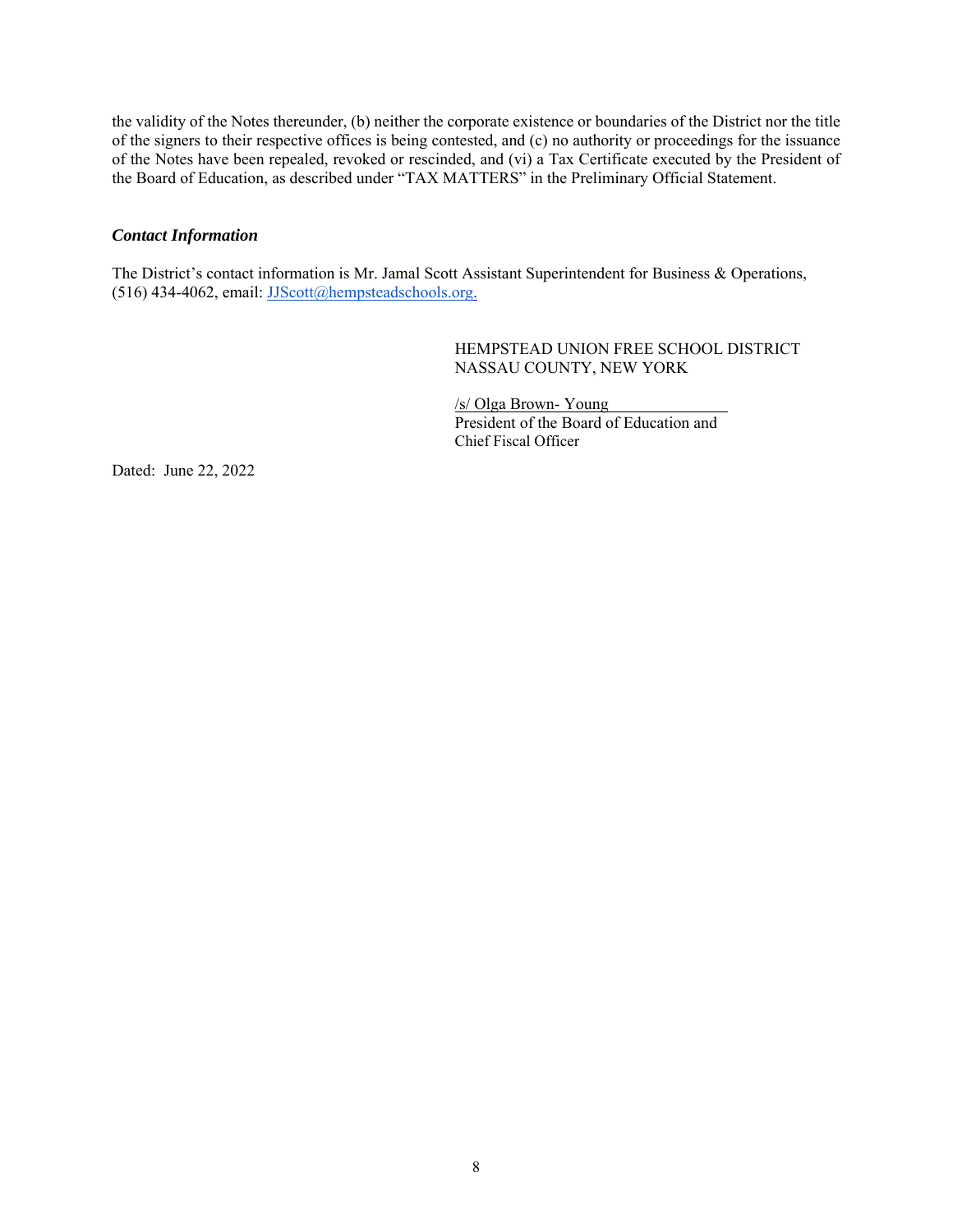the validity of the Notes thereunder, (b) neither the corporate existence or boundaries of the District nor the title of the signers to their respective offices is being contested, and (c) no authority or proceedings for the issuance of the Notes have been repealed, revoked or rescinded, and (vi) a Tax Certificate executed by the President of the Board of Education, as described under "TAX MATTERS" in the Preliminary Official Statement.

***Contact Information***

The District's contact information is Mr. Jamal Scott Assistant Superintendent for Business & Operations, (516) 434-4062, email: JJScott@hempsteadschools.org.

HEMPSTEAD UNION FREE SCHOOL DISTRICT
NASSAU COUNTY, NEW YORK

/s/ Olga Brown- Young
President of the Board of Education and
Chief Fiscal Officer

Dated: June 22, 2022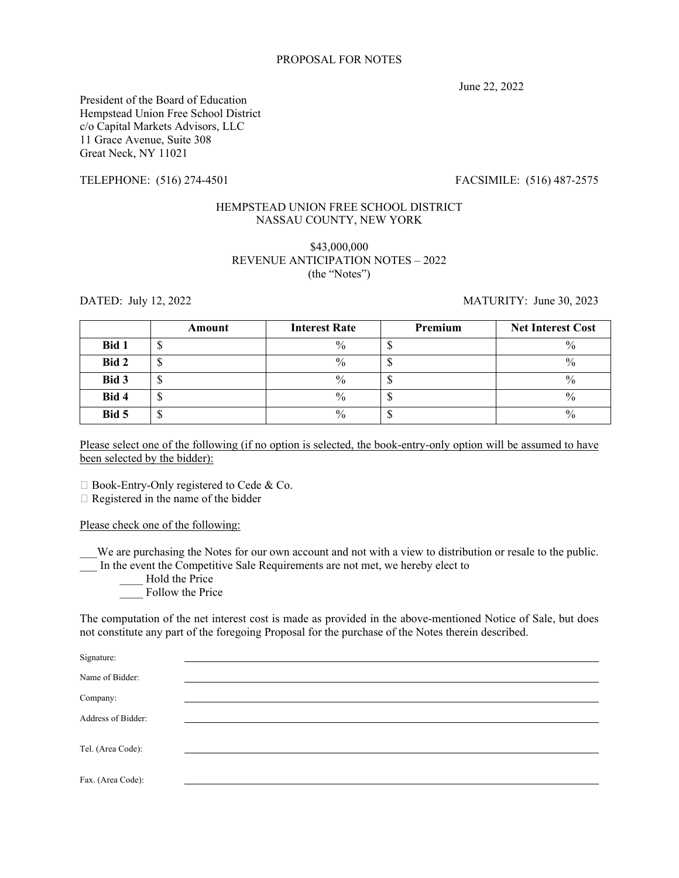PROPOSAL FOR NOTES

June 22, 2022

President of the Board of Education
Hempstead Union Free School District
c/o Capital Markets Advisors, LLC
11 Grace Avenue, Suite 308
Great Neck, NY 11021

TELEPHONE: (516) 274-4501 FACSIMILE: (516) 487-2575

HEMPSTEAD UNION FREE SCHOOL DISTRICT
NASSAU COUNTY, NEW YORK

$43,000,000
REVENUE ANTICIPATION NOTES – 2022
(the "Notes")

DATED: July 12, 2022 MATURITY: June 30, 2023

| | Amount | Interest Rate | Premium | Net Interest Cost |
|---|---|---|---|---|
| **Bid 1** | $ | % | $ | % |
| **Bid 2** | $ | % | $ | % |
| **Bid 3** | $ | % | $ | % |
| **Bid 4** | $ | % | $ | % |
| **Bid 5** | $ | % | $ | % |

Please select one of the following (if no option is selected, the book-entry-only option will be assumed to have been selected by the bidder):

☐ Book-Entry-Only registered to Cede & Co.
☐ Registered in the name of the bidder

Please check one of the following:

___We are purchasing the Notes for our own account and not with a view to distribution or resale to the public.
___ In the event the Competitive Sale Requirements are not met, we hereby elect to
 ____ Hold the Price
 ____ Follow the Price

The computation of the net interest cost is made as provided in the above-mentioned Notice of Sale, but does not constitute any part of the foregoing Proposal for the purchase of the Notes therein described.

Signature: ______________________________

Name of Bidder: ______________________________

Company: ______________________________

Address of Bidder: ______________________________

Tel. (Area Code): ______________________________

Fax. (Area Code): ______________________________